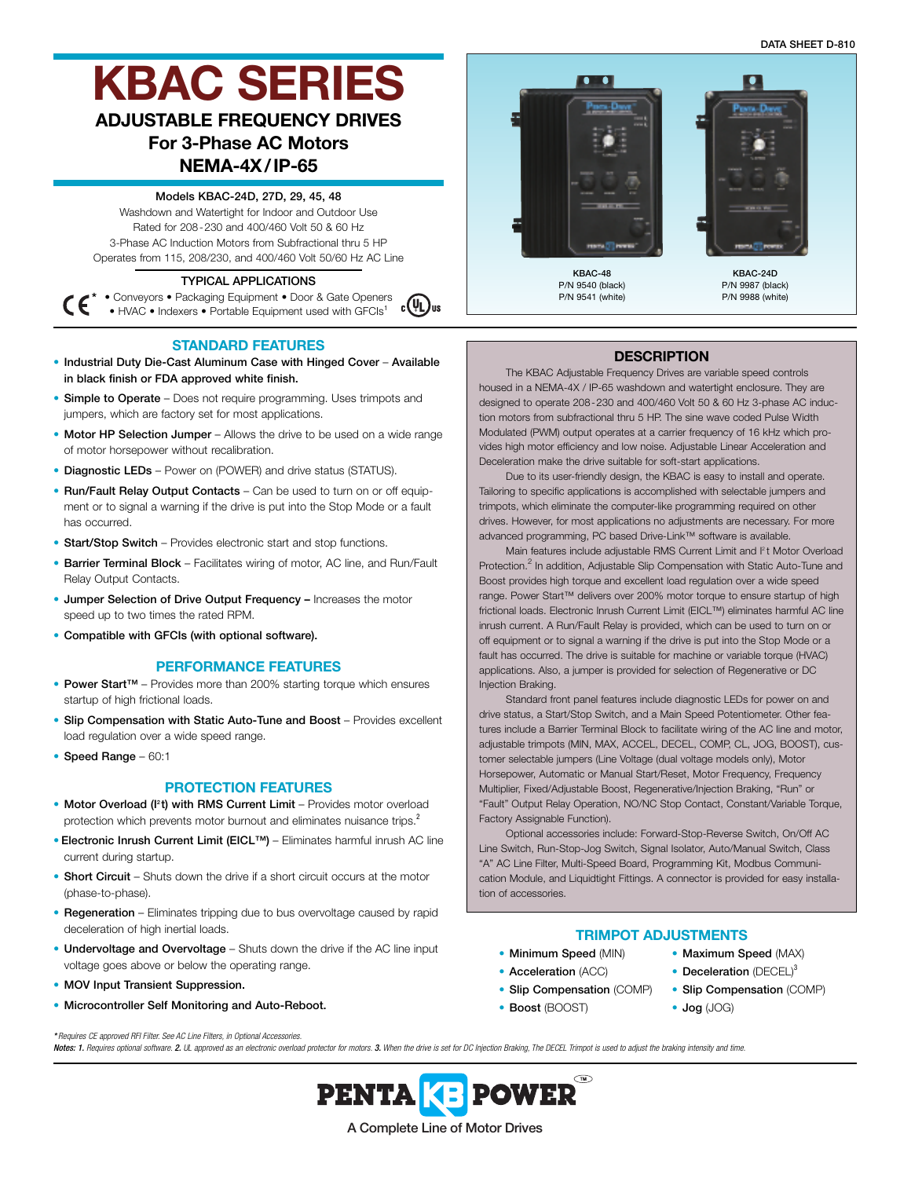DATA SHEET D-810

# KBAC SERIES

## ADJUSTABLE FREQUENCY DRIVES
## For 3-Phase AC Motors
## NEMA-4X / IP-65

**Models KBAC-24D, 27D, 29, 45, 48**

Washdown and Watertight for Indoor and Outdoor Use
Rated for 208-230 and 400/460 Volt 50 & 60 Hz
3-Phase AC Induction Motors from Subfractional thru 5 HP
Operates from 115, 208/230, and 400/460 Volt 50/60 Hz AC Line

**TYPICAL APPLICATIONS**

CE* • Conveyors • Packaging Equipment • Door & Gate Openers • HVAC • Indexers • Portable Equipment used with GFCIs[1] cULus

KBAC-48
P/N 9540 (black)
P/N 9541 (white)

KBAC-24D
P/N 9987 (black)
P/N 9988 (white)

### STANDARD FEATURES

- **Industrial Duty Die-Cast Aluminum Case with Hinged Cover** – **Available in black finish or FDA approved white finish.**
- **Simple to Operate** – Does not require programming. Uses trimpots and jumpers, which are factory set for most applications.
- **Motor HP Selection Jumper** – Allows the drive to be used on a wide range of motor horsepower without recalibration.
- **Diagnostic LEDs** – Power on (POWER) and drive status (STATUS).
- **Run/Fault Relay Output Contacts** – Can be used to turn on or off equipment or to signal a warning if the drive is put into the Stop Mode or a fault has occurred.
- **Start/Stop Switch** – Provides electronic start and stop functions.
- **Barrier Terminal Block** – Facilitates wiring of motor, AC line, and Run/Fault Relay Output Contacts.
- **Jumper Selection of Drive Output Frequency –** Increases the motor speed up to two times the rated RPM.
- **Compatible with GFCIs (with optional software).**

### PERFORMANCE FEATURES

- **Power Start™** – Provides more than 200% starting torque which ensures startup of high frictional loads.
- **Slip Compensation with Static Auto-Tune and Boost** – Provides excellent load regulation over a wide speed range.
- **Speed Range** – 60:1

### PROTECTION FEATURES

- **Motor Overload ($I^2t$) with RMS Current Limit** – Provides motor overload protection which prevents motor burnout and eliminates nuisance trips.[2]
- **Electronic Inrush Current Limit (EICL™)** – Eliminates harmful inrush AC line current during startup.
- **Short Circuit** – Shuts down the drive if a short circuit occurs at the motor (phase-to-phase).
- **Regeneration** – Eliminates tripping due to bus overvoltage caused by rapid deceleration of high inertial loads.
- **Undervoltage and Overvoltage** – Shuts down the drive if the AC line input voltage goes above or below the operating range.
- **MOV Input Transient Suppression.**
- **Microcontroller Self Monitoring and Auto-Reboot.**

### DESCRIPTION

The KBAC Adjustable Frequency Drives are variable speed controls housed in a NEMA-4X / IP-65 washdown and watertight enclosure. They are designed to operate 208-230 and 400/460 Volt 50 & 60 Hz 3-phase AC induction motors from subfractional thru 5 HP. The sine wave coded Pulse Width Modulated (PWM) output operates at a carrier frequency of 16 kHz which provides high motor efficiency and low noise. Adjustable Linear Acceleration and Deceleration make the drive suitable for soft-start applications.

Due to its user-friendly design, the KBAC is easy to install and operate. Tailoring to specific applications is accomplished with selectable jumpers and trimpots, which eliminate the computer-like programming required on other drives. However, for most applications no adjustments are necessary. For more advanced programming, PC based Drive-Link™ software is available.

Main features include adjustable RMS Current Limit and $I^2t$ Motor Overload Protection.[2] In addition, Adjustable Slip Compensation with Static Auto-Tune and Boost provides high torque and excellent load regulation over a wide speed range. Power Start™ delivers over 200% motor torque to ensure startup of high frictional loads. Electronic Inrush Current Limit (EICL™) eliminates harmful AC line inrush current. A Run/Fault Relay is provided, which can be used to turn on or off equipment or to signal a warning if the drive is put into the Stop Mode or a fault has occurred. The drive is suitable for machine or variable torque (HVAC) applications. Also, a jumper is provided for selection of Regenerative or DC Injection Braking.

Standard front panel features include diagnostic LEDs for power on and drive status, a Start/Stop Switch, and a Main Speed Potentiometer. Other features include a Barrier Terminal Block to facilitate wiring of the AC line and motor, adjustable trimpots (MIN, MAX, ACCEL, DECEL, COMP, CL, JOG, BOOST), customer selectable jumpers (Line Voltage (dual voltage models only), Motor Horsepower, Automatic or Manual Start/Reset, Motor Frequency, Frequency Multiplier, Fixed/Adjustable Boost, Regenerative/Injection Braking, "Run" or "Fault" Output Relay Operation, NO/NC Stop Contact, Constant/Variable Torque, Factory Assignable Function).

Optional accessories include: Forward-Stop-Reverse Switch, On/Off AC Line Switch, Run-Stop-Jog Switch, Signal Isolator, Auto/Manual Switch, Class "A" AC Line Filter, Multi-Speed Board, Programming Kit, Modbus Communication Module, and Liquidtight Fittings. A connector is provided for easy installation of accessories.

### TRIMPOT ADJUSTMENTS

- **Minimum Speed** (MIN)
- **Maximum Speed** (MAX)
- **Acceleration** (ACC)
- **Deceleration** (DECEL)[3]
- **Slip Compensation** (COMP)
- **Slip Compensation** (COMP)
- **Boost** (BOOST)
- **Jog** (JOG)

*\*Requires CE approved RFI Filter. See AC Line Filters, in Optional Accessories.*

***Notes: 1.** Requires optional software. **2.** UL approved as an electronic overload protector for motors. **3.** When the drive is set for DC Injection Braking, The DECEL Trimpot is used to adjust the braking intensity and time.*

PENTA KB POWER™
A Complete Line of Motor Drives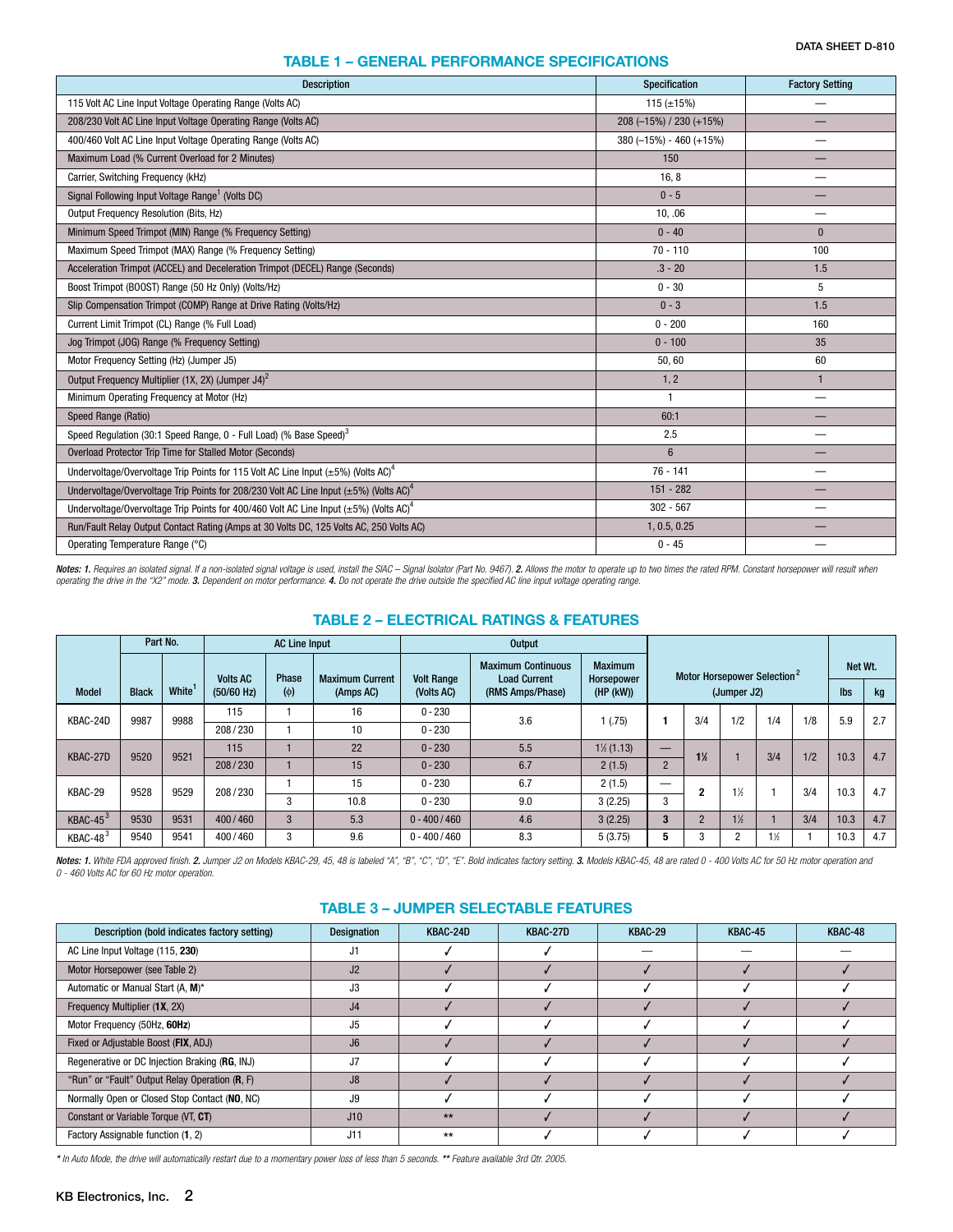## TABLE 1 – GENERAL PERFORMANCE SPECIFICATIONS

| Description | Specification | Factory Setting |
|---|---|---|
| 115 Volt AC Line Input Voltage Operating Range (Volts AC) | 115 (±15%) | — |
| 208/230 Volt AC Line Input Voltage Operating Range (Volts AC) | 208 (–15%) / 230 (+15%) | — |
| 400/460 Volt AC Line Input Voltage Operating Range (Volts AC) | 380 (–15%) - 460 (+15%) | — |
| Maximum Load (% Current Overload for 2 Minutes) | 150 | — |
| Carrier, Switching Frequency (kHz) | 16, 8 | — |
| Signal Following Input Voltage Range[1] (Volts DC) | 0 - 5 | — |
| Output Frequency Resolution (Bits, Hz) | 10, .06 | — |
| Minimum Speed Trimpot (MIN) Range (% Frequency Setting) | 0 - 40 | 0 |
| Maximum Speed Trimpot (MAX) Range (% Frequency Setting) | 70 - 110 | 100 |
| Acceleration Trimpot (ACCEL) and Deceleration Trimpot (DECEL) Range (Seconds) | .3 - 20 | 1.5 |
| Boost Trimpot (BOOST) Range (50 Hz Only) (Volts/Hz) | 0 - 30 | 5 |
| Slip Compensation Trimpot (COMP) Range at Drive Rating (Volts/Hz) | 0 - 3 | 1.5 |
| Current Limit Trimpot (CL) Range (% Full Load) | 0 - 200 | 160 |
| Jog Trimpot (JOG) Range (% Frequency Setting) | 0 - 100 | 35 |
| Motor Frequency Setting (Hz) (Jumper J5) | 50, 60 | 60 |
| Output Frequency Multiplier (1X, 2X) (Jumper J4)[2] | 1, 2 | 1 |
| Minimum Operating Frequency at Motor (Hz) | 1 | — |
| Speed Range (Ratio) | 60:1 | — |
| Speed Regulation (30:1 Speed Range, 0 - Full Load) (% Base Speed)[3] | 2.5 | — |
| Overload Protector Trip Time for Stalled Motor (Seconds) | 6 | — |
| Undervoltage/Overvoltage Trip Points for 115 Volt AC Line Input (±5%) (Volts AC)[4] | 76 - 141 | — |
| Undervoltage/Overvoltage Trip Points for 208/230 Volt AC Line Input (±5%) (Volts AC)[4] | 151 - 282 | — |
| Undervoltage/Overvoltage Trip Points for 400/460 Volt AC Line Input (±5%) (Volts AC)[4] | 302 - 567 | — |
| Run/Fault Relay Output Contact Rating (Amps at 30 Volts DC, 125 Volts AC, 250 Volts AC) | 1, 0.5, 0.25 | — |
| Operating Temperature Range (°C) | 0 - 45 | — |

*Notes: 1. Requires an isolated signal. If a non-isolated signal voltage is used, install the SIAC – Signal Isolator (Part No. 9467). 2. Allows the motor to operate up to two times the rated RPM. Constant horsepower will result when operating the drive in the "X2" mode. 3. Dependent on motor performance. 4. Do not operate the drive outside the specified AC line input voltage operating range.*

## TABLE 2 – ELECTRICAL RATINGS & FEATURES

| Model | Part No. | | AC Line Input | | | Output | | | Motor Horsepower Selection[2] (Jumper J2) | | | | | Net Wt. | |
|---|---|---|---|---|---|---|---|---|---|---|---|---|---|---|---|
| | Black | White[1] | Volts AC (50/60 Hz) | Phase (ϕ) | Maximum Current (Amps AC) | Volt Range (Volts AC) | Maximum Continuous Load Current (RMS Amps/Phase) | Maximum Horsepower (HP (kW)) | | | | | | lbs | kg |
| KBAC-24D | 9987 | 9988 | 115 | 1 | 16 | 0 - 230 | 3.6 | 1 (.75) | **1** | 3/4 | 1/2 | 1/4 | 1/8 | 5.9 | 2.7 |
| | | | 208 / 230 | 1 | 10 | 0 - 230 | | | | | | | | | |
| KBAC-27D | 9520 | 9521 | 115 | 1 | 22 | 0 - 230 | 5.5 | 1½ (1.13) | — | **1½** | 1 | 3/4 | 1/2 | 10.3 | 4.7 |
| | | | 208 / 230 | 1 | 15 | 0 - 230 | 6.7 | 2 (1.5) | 2 | | | | | | |
| KBAC-29 | 9528 | 9529 | 208 / 230 | 1 | 15 | 0 - 230 | 6.7 | 2 (1.5) | — | **2** | 1½ | 1 | 3/4 | 10.3 | 4.7 |
| | | | | 3 | 10.8 | 0 - 230 | 9.0 | 3 (2.25) | 3 | | | | | | |
| KBAC-45[3] | 9530 | 9531 | 400 / 460 | 3 | 5.3 | 0 - 400 / 460 | 4.6 | 3 (2.25) | **3** | 2 | 1½ | 1 | 3/4 | 10.3 | 4.7 |
| KBAC-48[3] | 9540 | 9541 | 400 / 460 | 3 | 9.6 | 0 - 400 / 460 | 8.3 | 5 (3.75) | **5** | 3 | 2 | 1½ | 1 | 10.3 | 4.7 |

*Notes: 1. White FDA approved finish. 2. Jumper J2 on Models KBAC-29, 45, 48 is labeled "A", "B", "C", "D", "E". Bold indicates factory setting. 3. Models KBAC-45, 48 are rated 0 - 400 Volts AC for 50 Hz motor operation and 0 - 460 Volts AC for 60 Hz motor operation.*

## TABLE 3 – JUMPER SELECTABLE FEATURES

| Description (bold indicates factory setting) | Designation | KBAC-24D | KBAC-27D | KBAC-29 | KBAC-45 | KBAC-48 |
|---|---|---|---|---|---|---|
| AC Line Input Voltage (115, **230**) | J1 | ✓ | ✓ | — | — | — |
| Motor Horsepower (see Table 2) | J2 | ✓ | ✓ | ✓ | ✓ | ✓ |
| Automatic or Manual Start (A, **M**)* | J3 | ✓ | ✓ | ✓ | ✓ | ✓ |
| Frequency Multiplier (**1X**, 2X) | J4 | ✓ | ✓ | ✓ | ✓ | ✓ |
| Motor Frequency (50Hz, **60Hz**) | J5 | ✓ | ✓ | ✓ | ✓ | ✓ |
| Fixed or Adjustable Boost (**FIX**, ADJ) | J6 | ✓ | ✓ | ✓ | ✓ | ✓ |
| Regenerative or DC Injection Braking (**RG**, INJ) | J7 | ✓ | ✓ | ✓ | ✓ | ✓ |
| "Run" or "Fault" Output Relay Operation (**R**, F) | J8 | ✓ | ✓ | ✓ | ✓ | ✓ |
| Normally Open or Closed Stop Contact (**NO**, NC) | J9 | ✓ | ✓ | ✓ | ✓ | ✓ |
| Constant or Variable Torque (VT, **CT**) | J10 | ** | ✓ | ✓ | ✓ | ✓ |
| Factory Assignable function (**1**, 2) | J11 | ** | ✓ | ✓ | ✓ | ✓ |

*\* In Auto Mode, the drive will automatically restart due to a momentary power loss of less than 5 seconds. \*\* Feature available 3rd Qtr. 2005.*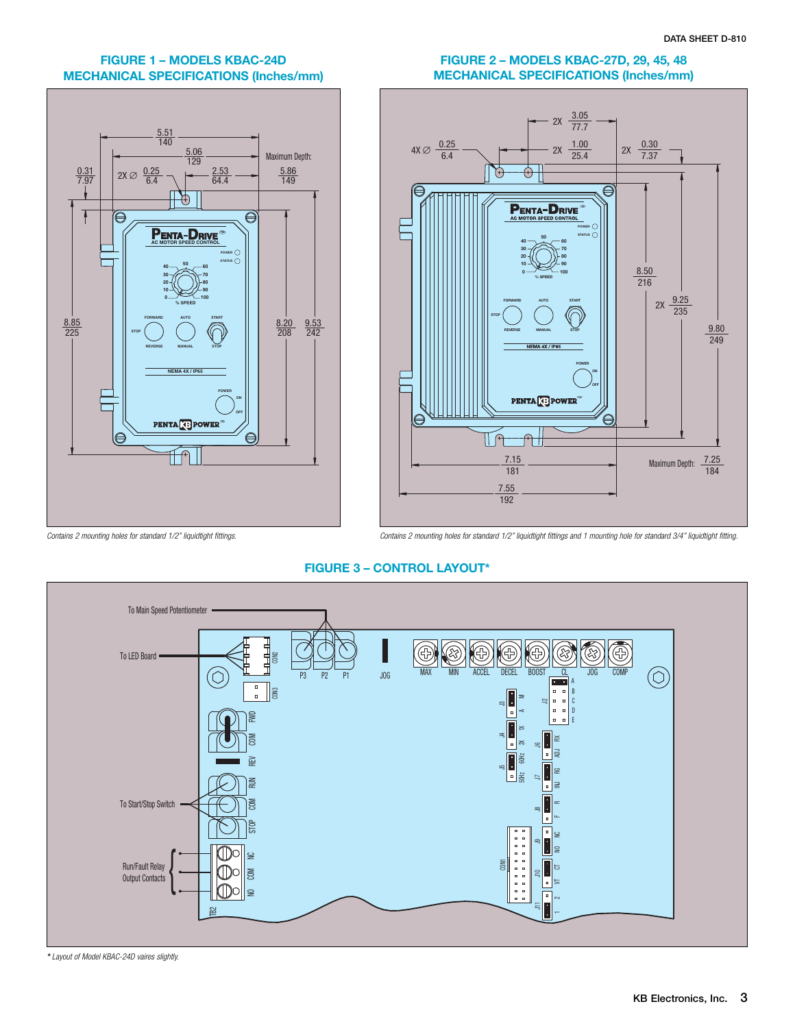## FIGURE 1 – MODELS KBAC-24D MECHANICAL SPECIFICATIONS (Inches/mm)

*Contains 2 mounting holes for standard 1/2" liquidtight fittings.*

## FIGURE 2 – MODELS KBAC-27D, 29, 45, 48 MECHANICAL SPECIFICATIONS (Inches/mm)

*Contains 2 mounting holes for standard 1/2" liquidtight fittings and 1 mounting hole for standard 3/4" liquidtight fitting.*

## FIGURE 3 – CONTROL LAYOUT*

*\* Layout of Model KBAC-24D vaires slightly.*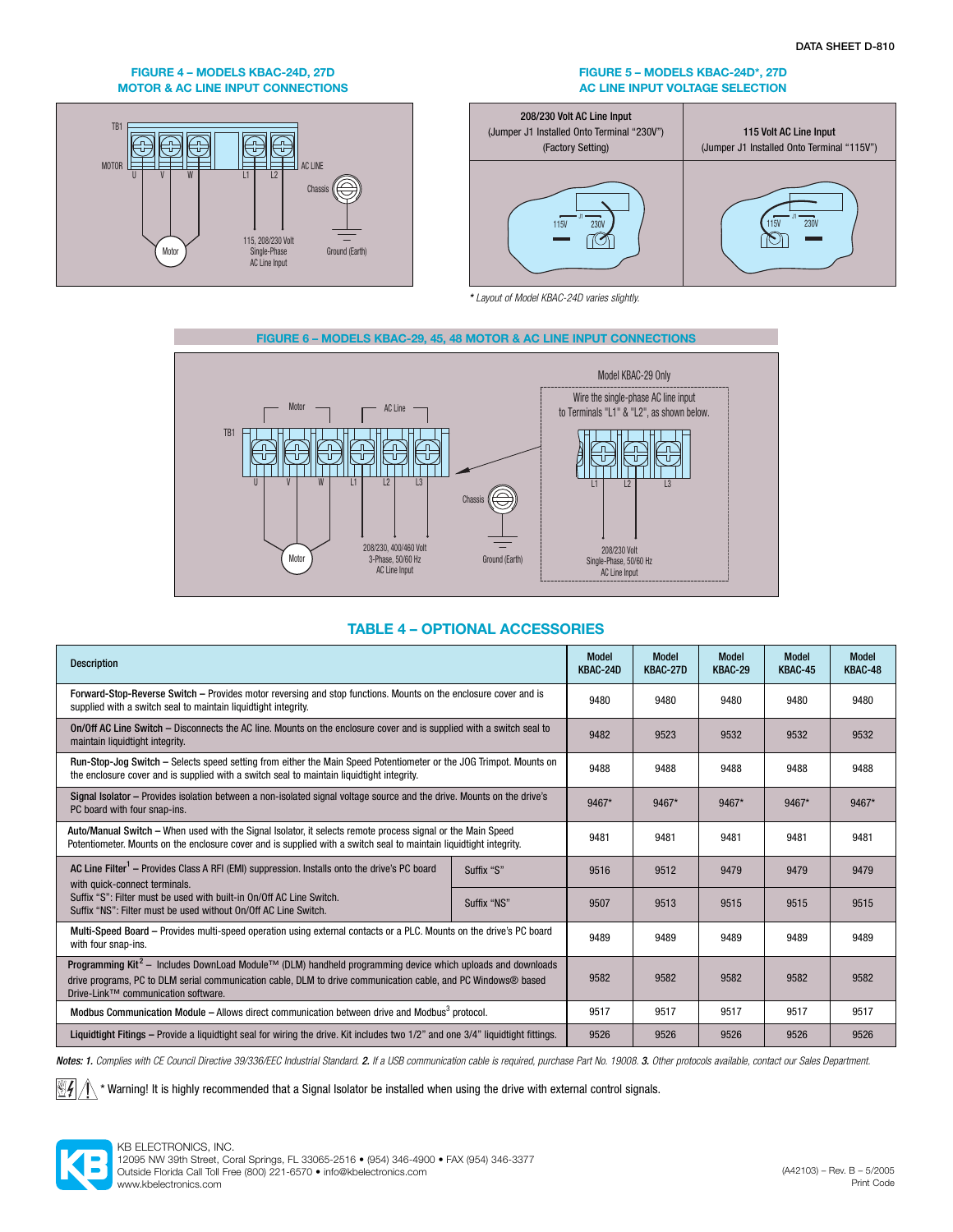#### FIGURE 4 – MODELS KBAC-24D, 27D MOTOR & AC LINE INPUT CONNECTIONS

TB1

MOTOR

U V W L1 L2

AC LINE

Chassis

Motor

115, 208/230 Volt Single-Phase AC Line Input

Ground (Earth)

#### FIGURE 5 – MODELS KBAC-24D*, 27D AC LINE INPUT VOLTAGE SELECTION

| 208/230 Volt AC Line Input (Jumper J1 Installed Onto Terminal "230V") (Factory Setting) | 115 Volt AC Line Input (Jumper J1 Installed Onto Terminal "115V") |
|---|---|
| 115V J1 230V | 115V J1 230V |

*\* Layout of Model KBAC-24D varies slightly.*

#### FIGURE 6 – MODELS KBAC-29, 45, 48 MOTOR & AC LINE INPUT CONNECTIONS

TB1

Motor

AC Line

U V W L1 L2 L3

Chassis

Motor

208/230, 400/460 Volt 3-Phase, 50/60 Hz AC Line Input

Ground (Earth)

Model KBAC-29 Only

Wire the single-phase AC line input to Terminals "L1" & "L2", as shown below.

L1 L2 L3

208/230 Volt Single-Phase, 50/60 Hz AC Line Input

## TABLE 4 – OPTIONAL ACCESSORIES

| Description | | Model KBAC-24D | Model KBAC-27D | Model KBAC-29 | Model KBAC-45 | Model KBAC-48 |
|---|---|---|---|---|---|---|
| **Forward-Stop-Reverse Switch –** Provides motor reversing and stop functions. Mounts on the enclosure cover and is supplied with a switch seal to maintain liquidtight integrity. | | 9480 | 9480 | 9480 | 9480 | 9480 |
| **On/Off AC Line Switch –** Disconnects the AC line. Mounts on the enclosure cover and is supplied with a switch seal to maintain liquidtight integrity. | | 9482 | 9523 | 9532 | 9532 | 9532 |
| **Run-Stop-Jog Switch –** Selects speed setting from either the Main Speed Potentiometer or the JOG Trimpot. Mounts on the enclosure cover and is supplied with a switch seal to maintain liquidtight integrity. | | 9488 | 9488 | 9488 | 9488 | 9488 |
| **Signal Isolator –** Provides isolation between a non-isolated signal voltage source and the drive. Mounts on the drive's PC board with four snap-ins. | | 9467* | 9467* | 9467* | 9467* | 9467* |
| **Auto/Manual Switch –** When used with the Signal Isolator, it selects remote process signal or the Main Speed Potentiometer. Mounts on the enclosure cover and is supplied with a switch seal to maintain liquidtight integrity. | | 9481 | 9481 | 9481 | 9481 | 9481 |
| **AC Line Filter**[1] **–** Provides Class A RFI (EMI) suppression. Installs onto the drive's PC board with quick-connect terminals. Suffix "S": Filter must be used with built-in On/Off AC Line Switch. Suffix "NS": Filter must be used without On/Off AC Line Switch. | Suffix "S" | 9516 | 9512 | 9479 | 9479 | 9479 |
| | Suffix "NS" | 9507 | 9513 | 9515 | 9515 | 9515 |
| **Multi-Speed Board –** Provides multi-speed operation using external contacts or a PLC. Mounts on the drive's PC board with four snap-ins. | | 9489 | 9489 | 9489 | 9489 | 9489 |
| **Programming Kit**[2] **–** Includes DownLoad Module™ (DLM) handheld programming device which uploads and downloads drive programs, PC to DLM serial communication cable, DLM to drive communication cable, and PC Windows® based Drive-Link™ communication software. | | 9582 | 9582 | 9582 | 9582 | 9582 |
| **Modbus Communication Module –** Allows direct communication between drive and Modbus[3] protocol. | | 9517 | 9517 | 9517 | 9517 | 9517 |
| **Liquidtight Fittings –** Provide a liquidtight seal for wiring the drive. Kit includes two 1/2" and one 3/4" liquidtight fittings. | | 9526 | 9526 | 9526 | 9526 | 9526 |

***Notes:*** ***1.*** *Complies with CE Council Directive 39/336/EEC Industrial Standard.* ***2.*** *If a USB communication cable is required, purchase Part No. 19008.* ***3.*** *Other protocols available, contact our Sales Department.*

\* Warning! It is highly recommended that a Signal Isolator be installed when using the drive with external control signals.

KB ELECTRONICS, INC.
12095 NW 39th Street, Coral Springs, FL 33065-2516 • (954) 346-4900 • FAX (954) 346-3377
Outside Florida Call Toll Free (800) 221-6570 • info@kbelectronics.com
www.kbelectronics.com

(A42103) – Rev. B – 5/2005
Print Code